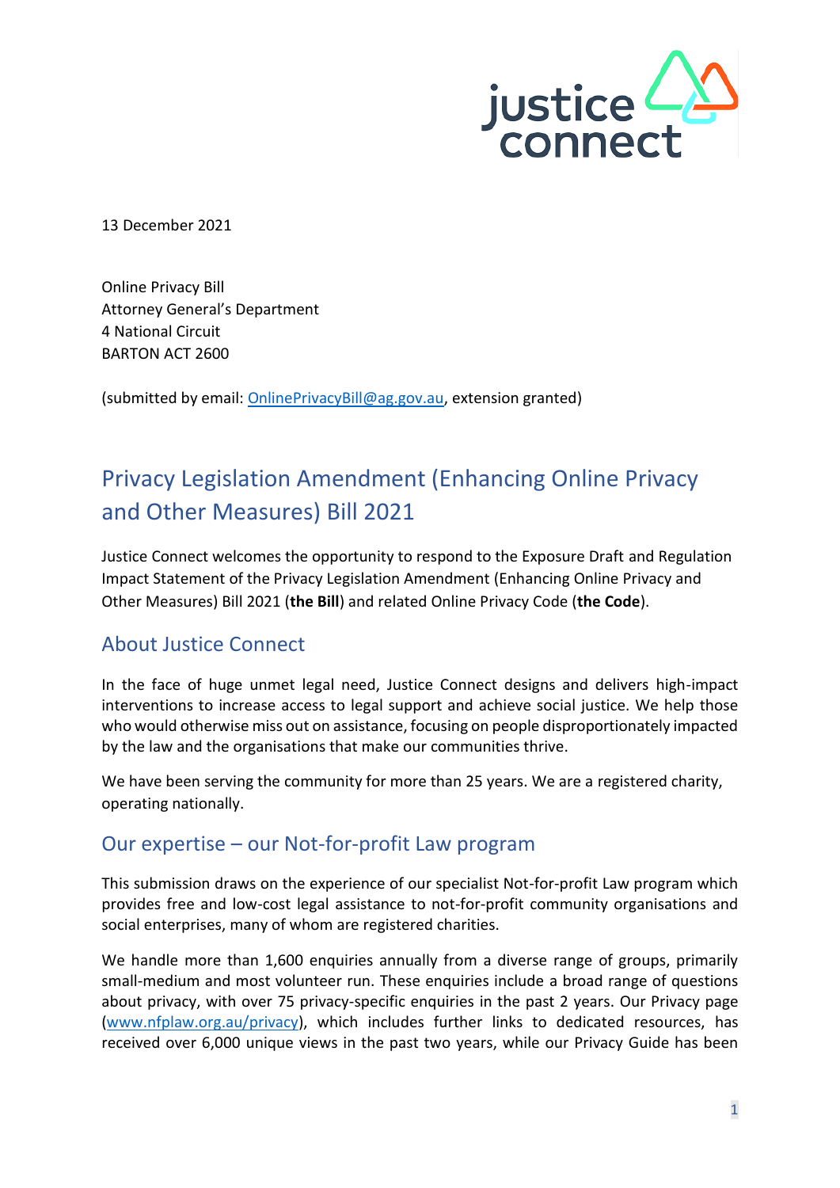13 December 2021

Online Privacy Bill
Attorney General's Department
4 National Circuit
BARTON ACT 2600

(submitted by email: OnlinePrivacyBill@ag.gov.au, extension granted)

# Privacy Legislation Amendment (Enhancing Online Privacy and Other Measures) Bill 2021

Justice Connect welcomes the opportunity to respond to the Exposure Draft and Regulation Impact Statement of the Privacy Legislation Amendment (Enhancing Online Privacy and Other Measures) Bill 2021 (**the Bill**) and related Online Privacy Code (**the Code**).

## About Justice Connect

In the face of huge unmet legal need, Justice Connect designs and delivers high-impact interventions to increase access to legal support and achieve social justice. We help those who would otherwise miss out on assistance, focusing on people disproportionately impacted by the law and the organisations that make our communities thrive.

We have been serving the community for more than 25 years. We are a registered charity, operating nationally.

## Our expertise – our Not-for-profit Law program

This submission draws on the experience of our specialist Not-for-profit Law program which provides free and low-cost legal assistance to not-for-profit community organisations and social enterprises, many of whom are registered charities.

We handle more than 1,600 enquiries annually from a diverse range of groups, primarily small-medium and most volunteer run. These enquiries include a broad range of questions about privacy, with over 75 privacy-specific enquiries in the past 2 years. Our Privacy page (www.nfplaw.org.au/privacy), which includes further links to dedicated resources, has received over 6,000 unique views in the past two years, while our Privacy Guide has been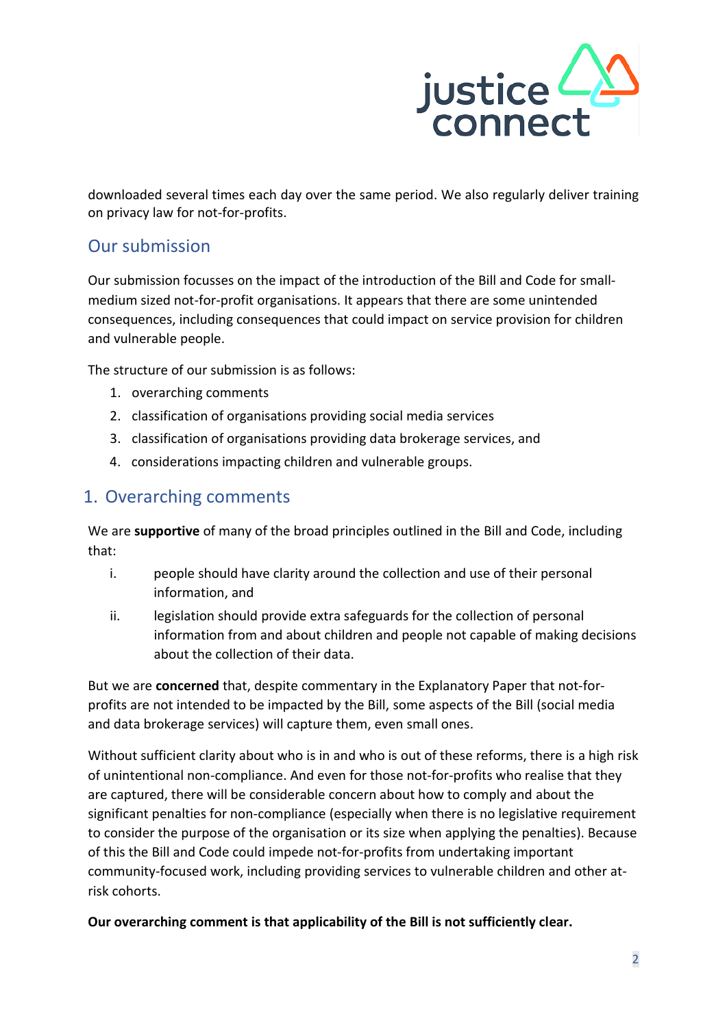downloaded several times each day over the same period. We also regularly deliver training on privacy law for not-for-profits.

## Our submission

Our submission focusses on the impact of the introduction of the Bill and Code for small-medium sized not-for-profit organisations. It appears that there are some unintended consequences, including consequences that could impact on service provision for children and vulnerable people.

The structure of our submission is as follows:

1. overarching comments
2. classification of organisations providing social media services
3. classification of organisations providing data brokerage services, and
4. considerations impacting children and vulnerable groups.

## 1. Overarching comments

We are **supportive** of many of the broad principles outlined in the Bill and Code, including that:

i. people should have clarity around the collection and use of their personal information, and
ii. legislation should provide extra safeguards for the collection of personal information from and about children and people not capable of making decisions about the collection of their data.

But we are **concerned** that, despite commentary in the Explanatory Paper that not-for-profits are not intended to be impacted by the Bill, some aspects of the Bill (social media and data brokerage services) will capture them, even small ones.

Without sufficient clarity about who is in and who is out of these reforms, there is a high risk of unintentional non-compliance. And even for those not-for-profits who realise that they are captured, there will be considerable concern about how to comply and about the significant penalties for non-compliance (especially when there is no legislative requirement to consider the purpose of the organisation or its size when applying the penalties). Because of this the Bill and Code could impede not-for-profits from undertaking important community-focused work, including providing services to vulnerable children and other at-risk cohorts.

**Our overarching comment is that applicability of the Bill is not sufficiently clear.**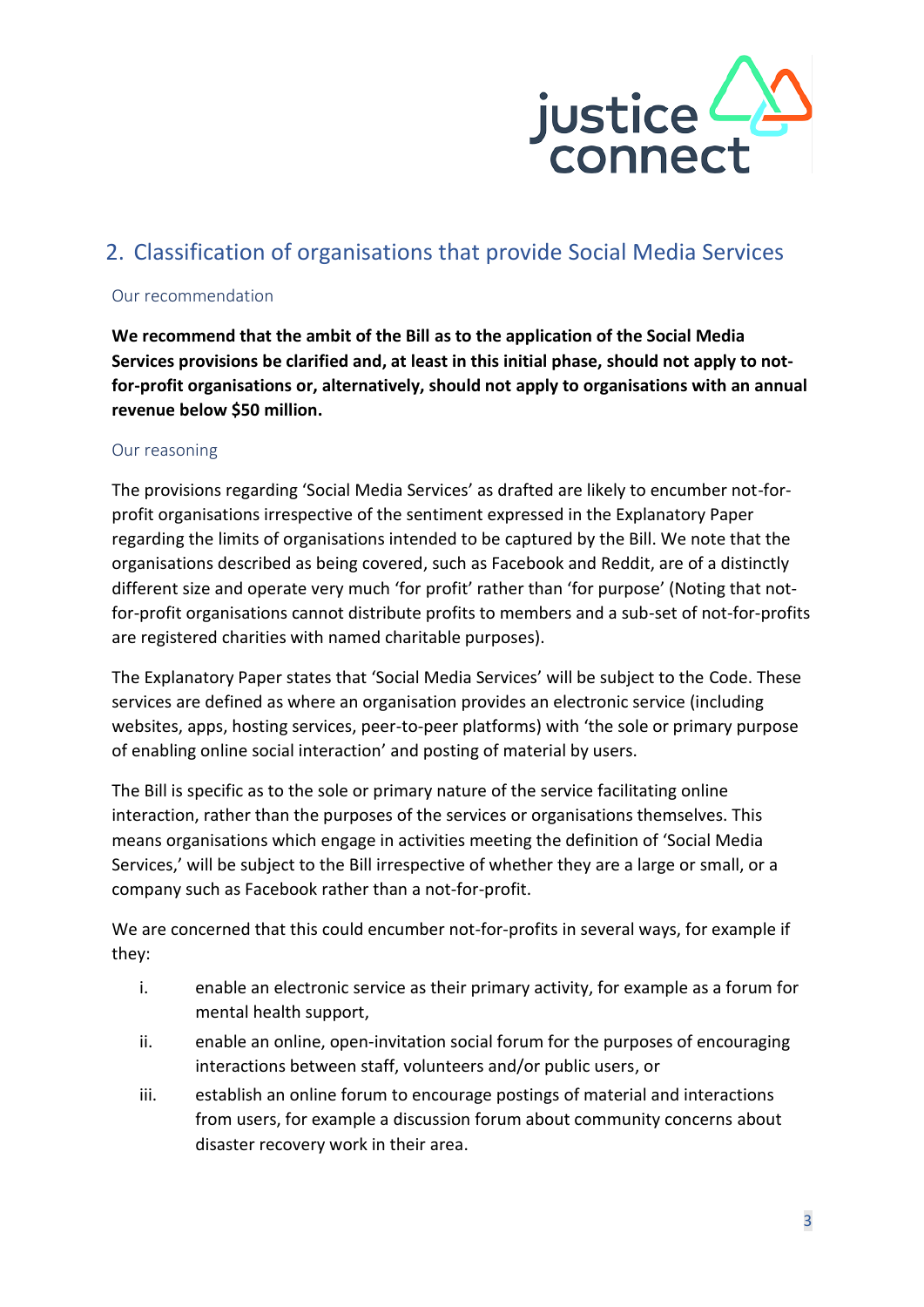## 2. Classification of organisations that provide Social Media Services

### Our recommendation

**We recommend that the ambit of the Bill as to the application of the Social Media Services provisions be clarified and, at least in this initial phase, should not apply to not-for-profit organisations or, alternatively, should not apply to organisations with an annual revenue below $50 million.**

### Our reasoning

The provisions regarding 'Social Media Services' as drafted are likely to encumber not-for-profit organisations irrespective of the sentiment expressed in the Explanatory Paper regarding the limits of organisations intended to be captured by the Bill. We note that the organisations described as being covered, such as Facebook and Reddit, are of a distinctly different size and operate very much 'for profit' rather than 'for purpose' (Noting that not-for-profit organisations cannot distribute profits to members and a sub-set of not-for-profits are registered charities with named charitable purposes).

The Explanatory Paper states that 'Social Media Services' will be subject to the Code. These services are defined as where an organisation provides an electronic service (including websites, apps, hosting services, peer-to-peer platforms) with 'the sole or primary purpose of enabling online social interaction' and posting of material by users.

The Bill is specific as to the sole or primary nature of the service facilitating online interaction, rather than the purposes of the services or organisations themselves. This means organisations which engage in activities meeting the definition of 'Social Media Services,' will be subject to the Bill irrespective of whether they are a large or small, or a company such as Facebook rather than a not-for-profit.

We are concerned that this could encumber not-for-profits in several ways, for example if they:

i. enable an electronic service as their primary activity, for example as a forum for mental health support,

ii. enable an online, open-invitation social forum for the purposes of encouraging interactions between staff, volunteers and/or public users, or

iii. establish an online forum to encourage postings of material and interactions from users, for example a discussion forum about community concerns about disaster recovery work in their area.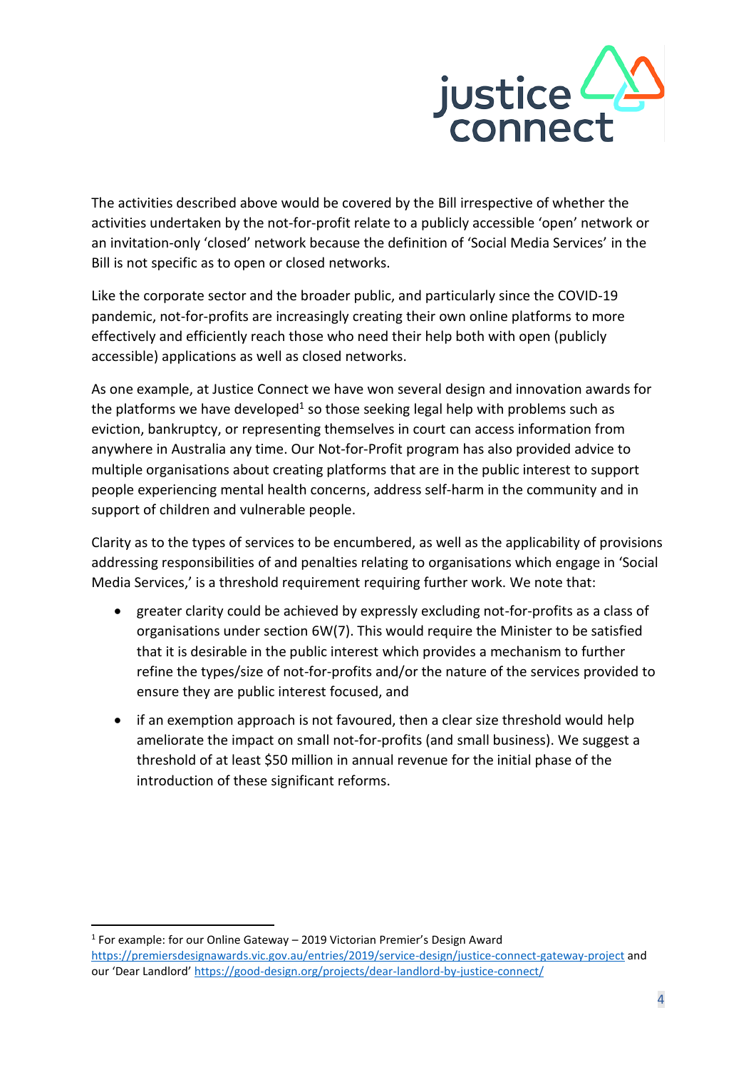The activities described above would be covered by the Bill irrespective of whether the activities undertaken by the not-for-profit relate to a publicly accessible 'open' network or an invitation-only 'closed' network because the definition of 'Social Media Services' in the Bill is not specific as to open or closed networks.

Like the corporate sector and the broader public, and particularly since the COVID-19 pandemic, not-for-profits are increasingly creating their own online platforms to more effectively and efficiently reach those who need their help both with open (publicly accessible) applications as well as closed networks.

As one example, at Justice Connect we have won several design and innovation awards for the platforms we have developed[1] so those seeking legal help with problems such as eviction, bankruptcy, or representing themselves in court can access information from anywhere in Australia any time. Our Not-for-Profit program has also provided advice to multiple organisations about creating platforms that are in the public interest to support people experiencing mental health concerns, address self-harm in the community and in support of children and vulnerable people.

Clarity as to the types of services to be encumbered, as well as the applicability of provisions addressing responsibilities of and penalties relating to organisations which engage in 'Social Media Services,' is a threshold requirement requiring further work. We note that:

- greater clarity could be achieved by expressly excluding not-for-profits as a class of organisations under section 6W(7). This would require the Minister to be satisfied that it is desirable in the public interest which provides a mechanism to further refine the types/size of not-for-profits and/or the nature of the services provided to ensure they are public interest focused, and
- if an exemption approach is not favoured, then a clear size threshold would help ameliorate the impact on small not-for-profits (and small business). We suggest a threshold of at least $50 million in annual revenue for the initial phase of the introduction of these significant reforms.

---

[1] For example: for our Online Gateway – 2019 Victorian Premier's Design Award https://premiersdesignawards.vic.gov.au/entries/2019/service-design/justice-connect-gateway-project and our 'Dear Landlord' https://good-design.org/projects/dear-landlord-by-justice-connect/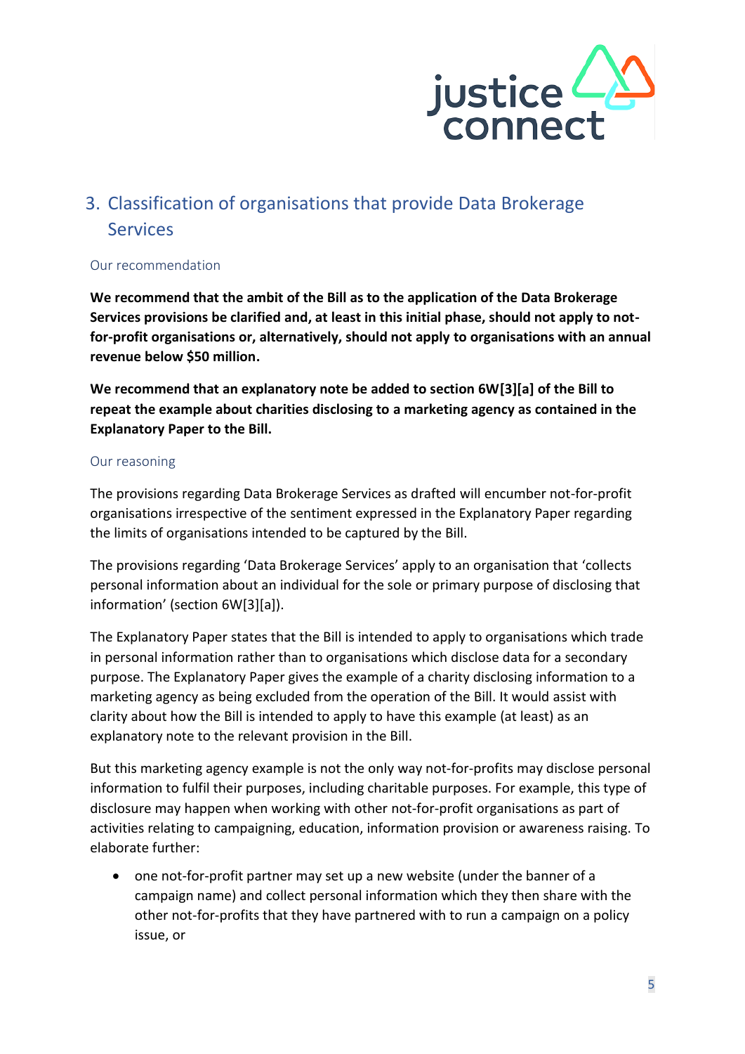## 3. Classification of organisations that provide Data Brokerage Services

### Our recommendation

**We recommend that the ambit of the Bill as to the application of the Data Brokerage Services provisions be clarified and, at least in this initial phase, should not apply to not-for-profit organisations or, alternatively, should not apply to organisations with an annual revenue below $50 million.**

**We recommend that an explanatory note be added to section 6W[3][a] of the Bill to repeat the example about charities disclosing to a marketing agency as contained in the Explanatory Paper to the Bill.**

### Our reasoning

The provisions regarding Data Brokerage Services as drafted will encumber not-for-profit organisations irrespective of the sentiment expressed in the Explanatory Paper regarding the limits of organisations intended to be captured by the Bill.

The provisions regarding 'Data Brokerage Services' apply to an organisation that 'collects personal information about an individual for the sole or primary purpose of disclosing that information' (section 6W[3][a]).

The Explanatory Paper states that the Bill is intended to apply to organisations which trade in personal information rather than to organisations which disclose data for a secondary purpose. The Explanatory Paper gives the example of a charity disclosing information to a marketing agency as being excluded from the operation of the Bill. It would assist with clarity about how the Bill is intended to apply to have this example (at least) as an explanatory note to the relevant provision in the Bill.

But this marketing agency example is not the only way not-for-profits may disclose personal information to fulfil their purposes, including charitable purposes. For example, this type of disclosure may happen when working with other not-for-profit organisations as part of activities relating to campaigning, education, information provision or awareness raising. To elaborate further:

- one not-for-profit partner may set up a new website (under the banner of a campaign name) and collect personal information which they then share with the other not-for-profits that they have partnered with to run a campaign on a policy issue, or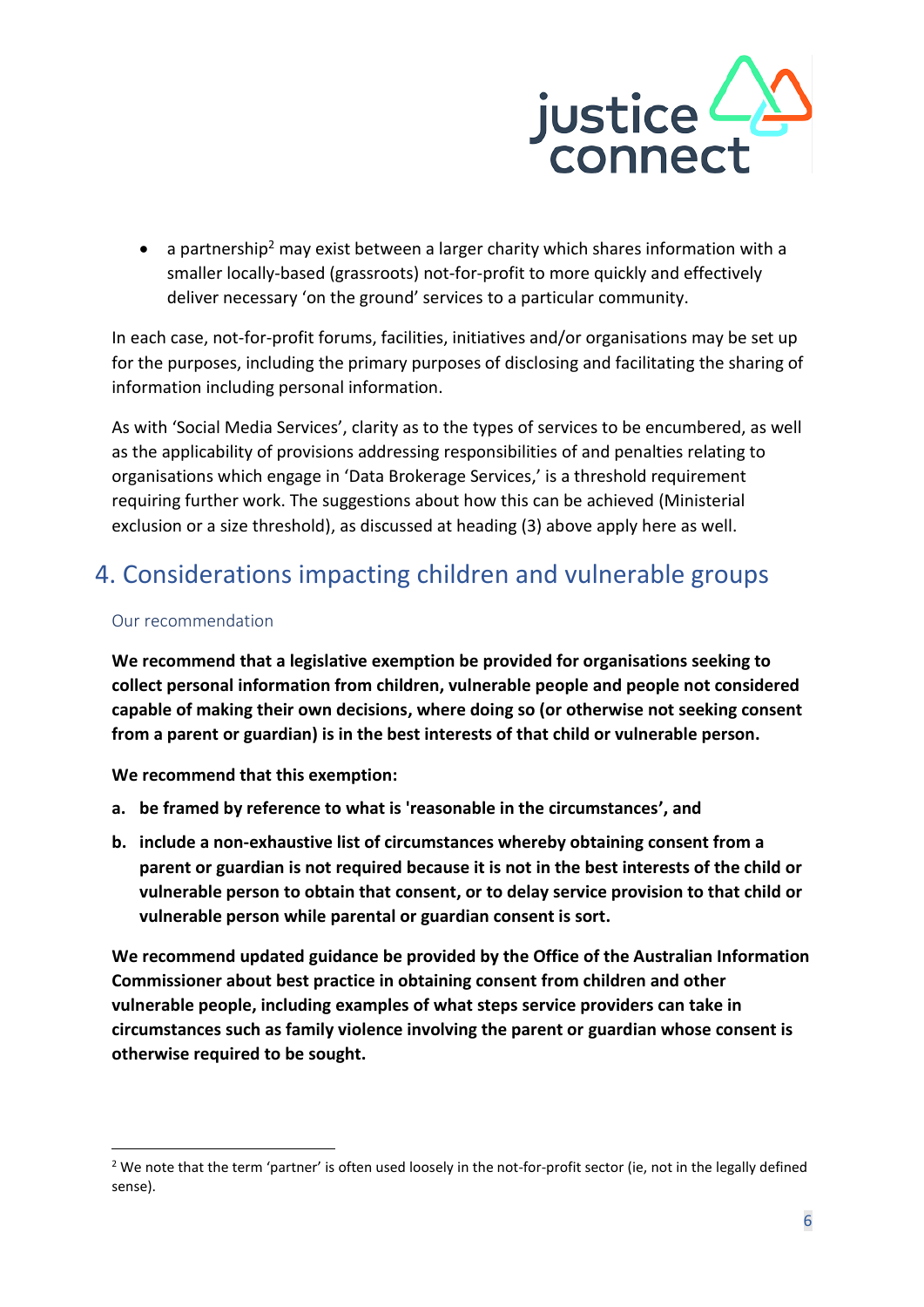- a partnership[2] may exist between a larger charity which shares information with a smaller locally-based (grassroots) not-for-profit to more quickly and effectively deliver necessary 'on the ground' services to a particular community.

In each case, not-for-profit forums, facilities, initiatives and/or organisations may be set up for the purposes, including the primary purposes of disclosing and facilitating the sharing of information including personal information.

As with 'Social Media Services', clarity as to the types of services to be encumbered, as well as the applicability of provisions addressing responsibilities of and penalties relating to organisations which engage in 'Data Brokerage Services,' is a threshold requirement requiring further work. The suggestions about how this can be achieved (Ministerial exclusion or a size threshold), as discussed at heading (3) above apply here as well.

## 4. Considerations impacting children and vulnerable groups

### Our recommendation

**We recommend that a legislative exemption be provided for organisations seeking to collect personal information from children, vulnerable people and people not considered capable of making their own decisions, where doing so (or otherwise not seeking consent from a parent or guardian) is in the best interests of that child or vulnerable person.**

**We recommend that this exemption:**

a. **be framed by reference to what is 'reasonable in the circumstances', and**

b. **include a non-exhaustive list of circumstances whereby obtaining consent from a parent or guardian is not required because it is not in the best interests of the child or vulnerable person to obtain that consent, or to delay service provision to that child or vulnerable person while parental or guardian consent is sort.**

**We recommend updated guidance be provided by the Office of the Australian Information Commissioner about best practice in obtaining consent from children and other vulnerable people, including examples of what steps service providers can take in circumstances such as family violence involving the parent or guardian whose consent is otherwise required to be sought.**

---

[2] We note that the term 'partner' is often used loosely in the not-for-profit sector (ie, not in the legally defined sense).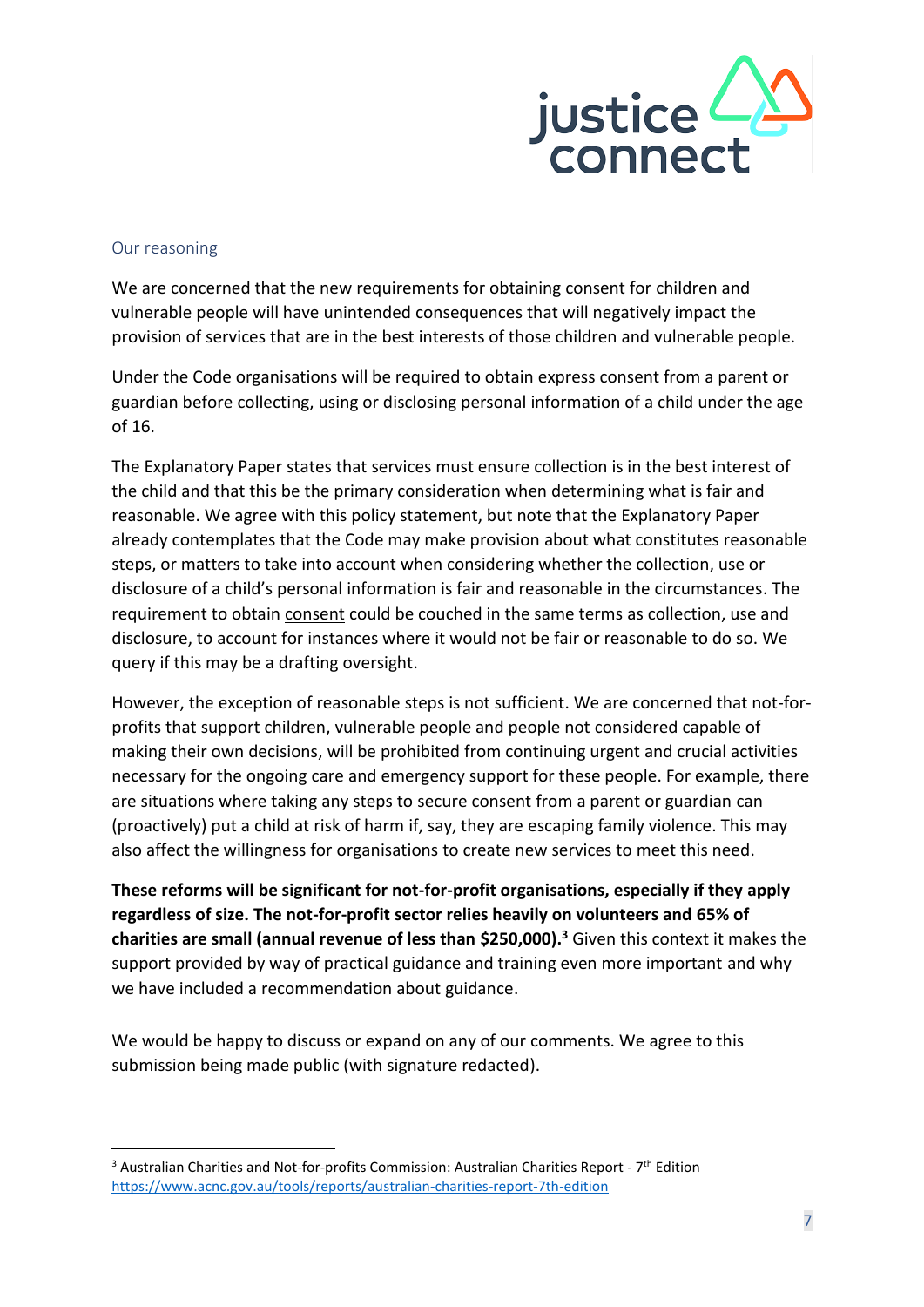### Our reasoning

We are concerned that the new requirements for obtaining consent for children and vulnerable people will have unintended consequences that will negatively impact the provision of services that are in the best interests of those children and vulnerable people.

Under the Code organisations will be required to obtain express consent from a parent or guardian before collecting, using or disclosing personal information of a child under the age of 16.

The Explanatory Paper states that services must ensure collection is in the best interest of the child and that this be the primary consideration when determining what is fair and reasonable. We agree with this policy statement, but note that the Explanatory Paper already contemplates that the Code may make provision about what constitutes reasonable steps, or matters to take into account when considering whether the collection, use or disclosure of a child's personal information is fair and reasonable in the circumstances. The requirement to obtain <u>consent</u> could be couched in the same terms as collection, use and disclosure, to account for instances where it would not be fair or reasonable to do so. We query if this may be a drafting oversight.

However, the exception of reasonable steps is not sufficient. We are concerned that not-for-profits that support children, vulnerable people and people not considered capable of making their own decisions, will be prohibited from continuing urgent and crucial activities necessary for the ongoing care and emergency support for these people. For example, there are situations where taking any steps to secure consent from a parent or guardian can (proactively) put a child at risk of harm if, say, they are escaping family violence. This may also affect the willingness for organisations to create new services to meet this need.

**These reforms will be significant for not-for-profit organisations, especially if they apply regardless of size. The not-for-profit sector relies heavily on volunteers and 65% of charities are small (annual revenue of less than $250,000).[3]** Given this context it makes the support provided by way of practical guidance and training even more important and why we have included a recommendation about guidance.

We would be happy to discuss or expand on any of our comments. We agree to this submission being made public (with signature redacted).

---

[3] Australian Charities and Not-for-profits Commission: Australian Charities Report - 7th Edition https://www.acnc.gov.au/tools/reports/australian-charities-report-7th-edition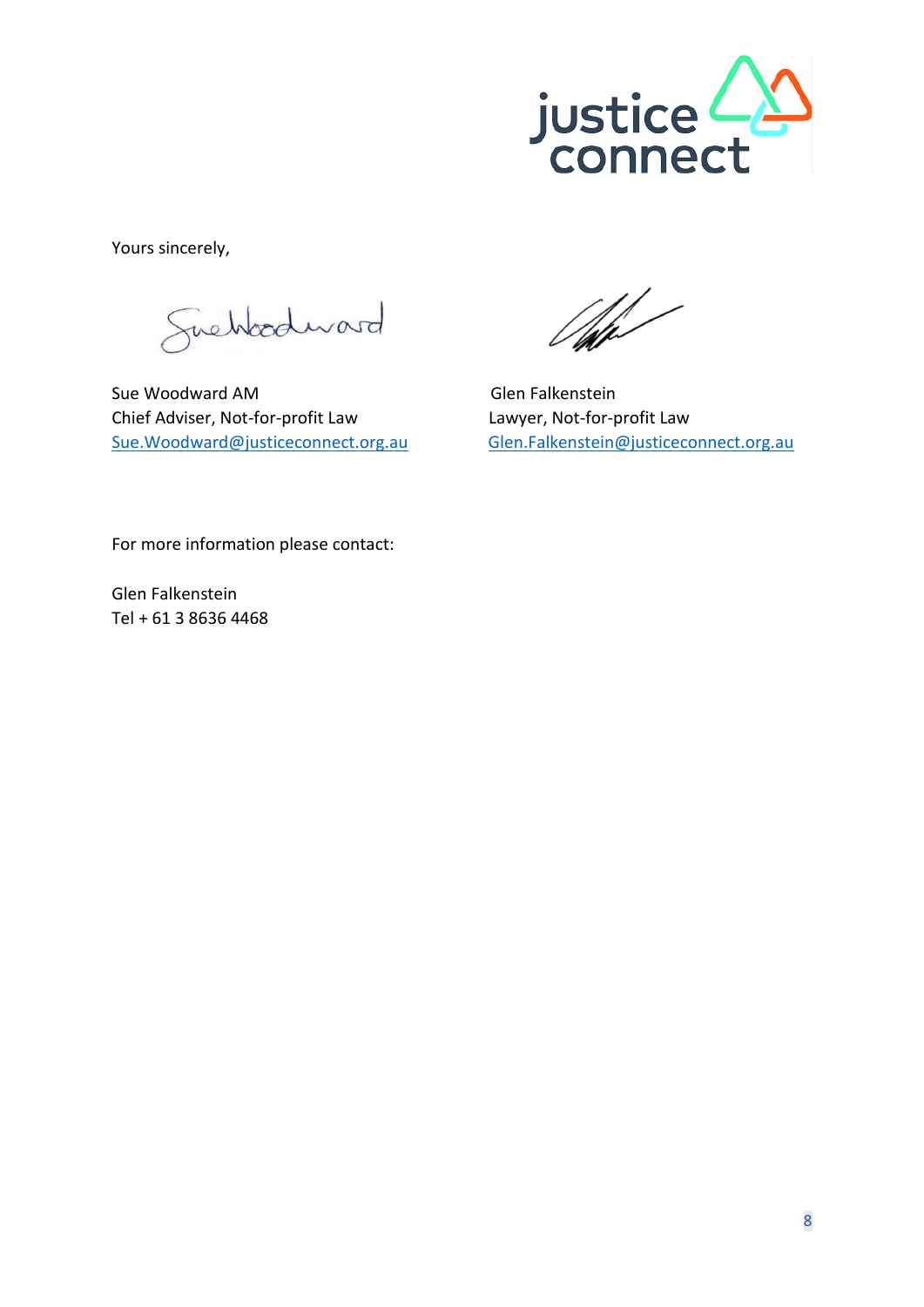Yours sincerely,

Sue Woodward AM
Chief Adviser, Not-for-profit Law
Sue.Woodward@justiceconnect.org.au

Glen Falkenstein
Lawyer, Not-for-profit Law
Glen.Falkenstein@justiceconnect.org.au

For more information please contact:

Glen Falkenstein
Tel + 61 3 8636 4468